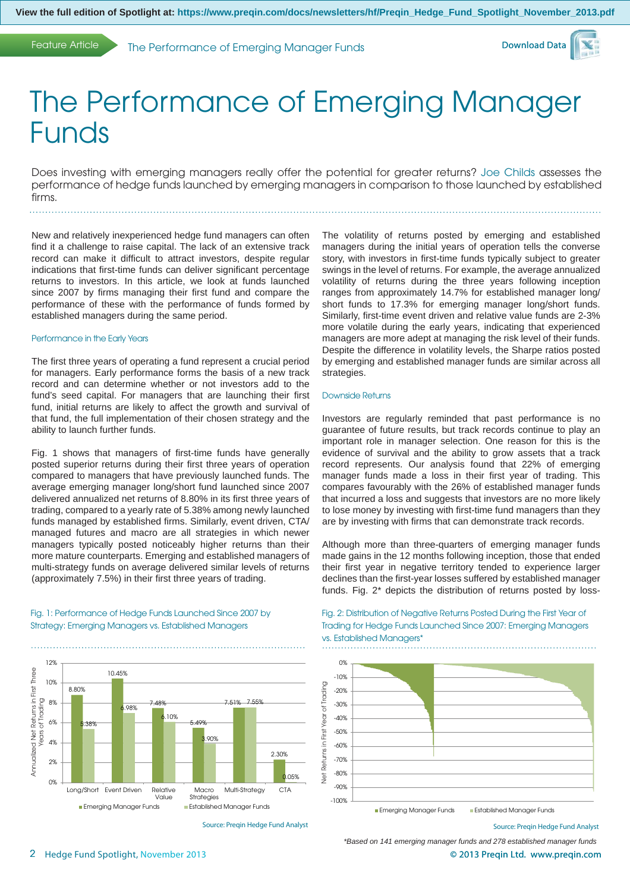# The Performance of Emerging Manager Funds

Does investing with emerging managers really offer the potential for greater returns? Joe Childs assesses the performance of hedge funds launched by emerging managers in comparison to those launched by established firms.

New and relatively inexperienced hedge fund managers can often find it a challenge to raise capital. The lack of an extensive track record can make it difficult to attract investors, despite regular indications that first-time funds can deliver significant percentage returns to investors. In this article, we look at funds launched since 2007 by firms managing their first fund and compare the performance of these with the performance of funds formed by established managers during the same period.

## Performance in the Early Years

The first three years of operating a fund represent a crucial period for managers. Early performance forms the basis of a new track record and can determine whether or not investors add to the fund's seed capital. For managers that are launching their first fund, initial returns are likely to affect the growth and survival of that fund, the full implementation of their chosen strategy and the ability to launch further funds.

Fig. 1 shows that managers of first-time funds have generally posted superior returns during their first three years of operation compared to managers that have previously launched funds. The average emerging manager long/short fund launched since 2007 delivered annualized net returns of 8.80% in its first three years of trading, compared to a yearly rate of 5.38% among newly launched funds managed by established firms. Similarly, event driven, CTA/managed futures and macro are all strategies in which newer managers typically posted noticeably higher returns than their more mature counterparts. Emerging and established managers of multi-strategy funds on average delivered similar levels of returns (approximately 7.5%) in their first three years of trading.

Fig. 1: Performance of Hedge Funds Launched Since 2007 by Strategy: Emerging Managers vs. Established Managers

| Strategy | Emerging Manager Funds | Established Manager Funds |
|---|---|---|
| Long/Short | 8.80% | 5.38% |
| Event Driven | 10.45% | 6.98% |
| Relative Value | 7.48% | 6.10% |
| Macro Strategies | 5.49% | 3.90% |
| Multi-Strategy | 7.51% | 7.55% |
| CTA | 2.30% | 0.05% |

Annualized Net Returns in First Three Years of Trading

Source: Preqin Hedge Fund Analyst

The volatility of returns posted by emerging and established managers during the initial years of operation tells the converse story, with investors in first-time funds typically subject to greater swings in the level of returns. For example, the average annualized volatility of returns during the three years following inception ranges from approximately 14.7% for established manager long/short funds to 17.3% for emerging manager long/short funds. Similarly, first-time event driven and relative value funds are 2-3% more volatile during the early years, indicating that experienced managers are more adept at managing the risk level of their funds. Despite the difference in volatility levels, the Sharpe ratios posted by emerging and established manager funds are similar across all strategies.

## Downside Returns

Investors are regularly reminded that past performance is no guarantee of future results, but track records continue to play an important role in manager selection. One reason for this is the evidence of survival and the ability to grow assets that a track record represents. Our analysis found that 22% of emerging manager funds made a loss in their first year of trading. This compares favourably with the 26% of established manager funds that incurred a loss and suggests that investors are no more likely to lose money by investing with first-time fund managers than they are by investing with firms that can demonstrate track records.

Although more than three-quarters of emerging manager funds made gains in the 12 months following inception, those that ended their first year in negative territory tended to experience larger declines than the first-year losses suffered by established manager funds. Fig. 2* depicts the distribution of returns posted by loss-

Fig. 2: Distribution of Negative Returns Posted During the First Year of Trading for Hedge Funds Launched Since 2007: Emerging Managers vs. Established Managers*

Source: Preqin Hedge Fund Analyst

*Based on 141 emerging manager funds and 278 established manager funds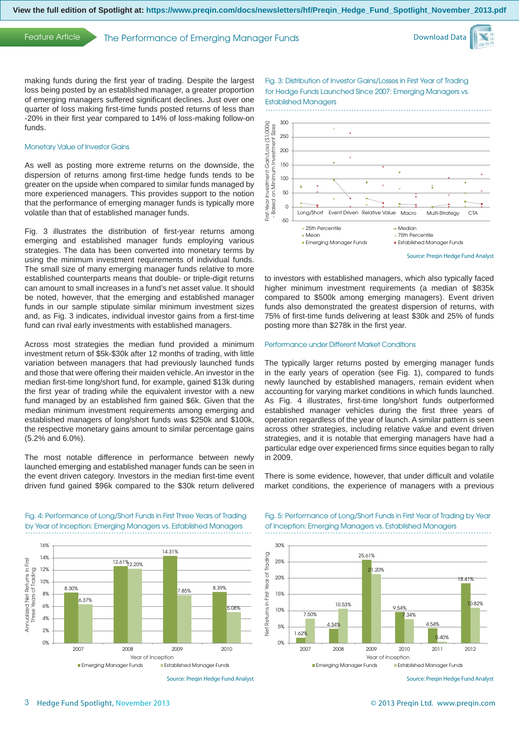making funds during the first year of trading. Despite the largest loss being posted by an established manager, a greater proportion of emerging managers suffered significant declines. Just over one quarter of loss making first-time funds posted returns of less than -20% in their first year compared to 14% of loss-making follow-on funds.

### Monetary Value of Investor Gains

As well as posting more extreme returns on the downside, the dispersion of returns among first-time hedge funds tends to be greater on the upside when compared to similar funds managed by more experienced managers. This provides support to the notion that the performance of emerging manager funds is typically more volatile than that of established manager funds.

Fig. 3 illustrates the distribution of first-year returns among emerging and established manager funds employing various strategies. The data has been converted into monetary terms by using the minimum investment requirements of individual funds. The small size of many emerging manager funds relative to more established counterparts means that double- or triple-digit returns can amount to small increases in a fund's net asset value. It should be noted, however, that the emerging and established manager funds in our sample stipulate similar minimum investment sizes and, as Fig. 3 indicates, individual investor gains from a first-time fund can rival early investments with established managers.

Across most strategies the median fund provided a minimum investment return of $5k-$30k after 12 months of trading, with little variation between managers that had previously launched funds and those that were offering their maiden vehicle. An investor in the median first-time long/short fund, for example, gained $13k during the first year of trading while the equivalent investor with a new fund managed by an established firm gained $6k. Given that the median minimum investment requirements among emerging and established managers of long/short funds was $250k and $100k, the respective monetary gains amount to similar percentage gains (5.2% and 6.0%).

The most notable difference in performance between newly launched emerging and established manager funds can be seen in the event driven category. Investors in the median first-time event driven fund gained $96k compared to the $30k return delivered to investors with established managers, which also typically faced higher minimum investment requirements (a median of $835k compared to $500k among emerging managers). Event driven funds also demonstrated the greatest dispersion of returns, with 75% of first-time funds delivering at least $30k and 25% of funds posting more than $278k in the first year.

Fig. 3: Distribution of Investor Gains/Losses in First Year of Trading for Hedge Funds Launched Since 2007: Emerging Managers vs. Established Managers

Source: Preqin Hedge Fund Analyst

### Performance under Different Market Conditions

The typically larger returns posted by emerging manager funds in the early years of operation (see Fig. 1), compared to funds newly launched by established managers, remain evident when accounting for varying market conditions in which funds launched. As Fig. 4 illustrates, first-time long/short funds outperformed established manager vehicles during the first three years of operation regardless of the year of launch. A similar pattern is seen across other strategies, including relative value and event driven strategies, and it is notable that emerging managers have had a particular edge over experienced firms since equities began to rally in 2009.

There is some evidence, however, that under difficult and volatile market conditions, the experience of managers with a previous

Fig. 4: Performance of Long/Short Funds in First Three Years of Trading by Year of Inception: Emerging Managers vs. Established Managers

| Year of Inception | Emerging Manager Funds | Established Manager Funds |
|---|---|---|
| 2007 | 8.30% | 6.37% |
| 2008 | 12.61% | 12.20% |
| 2009 | 14.31% | 7.85% |
| 2010 | 8.39% | 5.08% |

Source: Preqin Hedge Fund Analyst

Fig. 5: Performance of Long/Short Funds in First Year of Trading by Year of Inception: Emerging Managers vs. Established Managers

| Year of Inception | Emerging Manager Funds | Established Manager Funds |
|---|---|---|
| 2007 | 1.62% | 7.50% |
| 2008 | 4.34% | 10.53% |
| 2009 | 25.61% | 21.20% |
| 2010 | 9.54% | 7.34% |
| 2011 | 4.54% | 0.40% |
| 2012 | 18.41% | 10.82% |

Source: Preqin Hedge Fund Analyst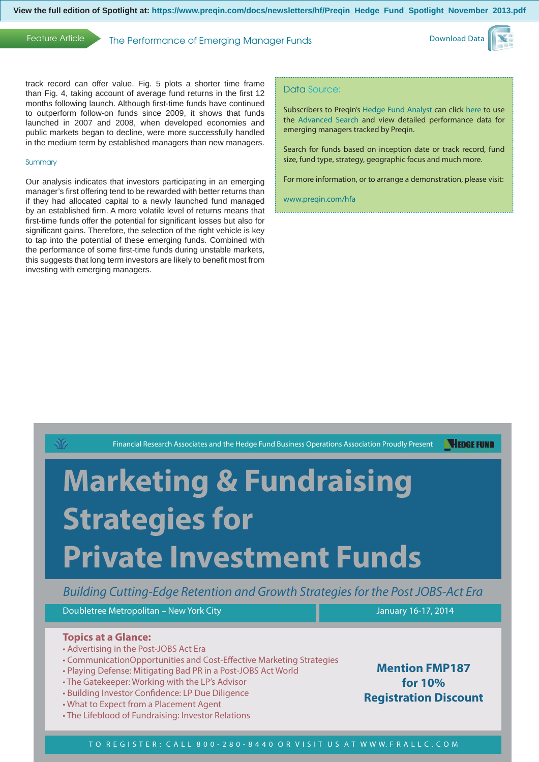track record can offer value. Fig. 5 plots a shorter time frame than Fig. 4, taking account of average fund returns in the first 12 months following launch. Although first-time funds have continued to outperform follow-on funds since 2009, it shows that funds launched in 2007 and 2008, when developed economies and public markets began to decline, were more successfully handled in the medium term by established managers than new managers.

### Summary

Our analysis indicates that investors participating in an emerging manager's first offering tend to be rewarded with better returns than if they had allocated capital to a newly launched fund managed by an established firm. A more volatile level of returns means that first-time funds offer the potential for significant losses but also for significant gains. Therefore, the selection of the right vehicle is key to tap into the potential of these emerging funds. Combined with the performance of some first-time funds during unstable markets, this suggests that long term investors are likely to benefit most from investing with emerging managers.

### Data Source:

Subscribers to Preqin's Hedge Fund Analyst can click here to use the Advanced Search and view detailed performance data for emerging managers tracked by Preqin.

Search for funds based on inception date or track record, fund size, fund type, strategy, geographic focus and much more.

For more information, or to arrange a demonstration, please visit:

www.preqin.com/hfa

---

Financial Research Associates and the Hedge Fund Business Operations Association Proudly Present

# Marketing & Fundraising Strategies for Private Investment Funds

*Building Cutting-Edge Retention and Growth Strategies for the Post JOBS-Act Era*

Doubletree Metropolitan – New York City | January 16-17, 2014

**Topics at a Glance:**

- Advertising in the Post-JOBS Act Era
- CommunicationOpportunities and Cost-Effective Marketing Strategies
- Playing Defense: Mitigating Bad PR in a Post-JOBS Act World
- The Gatekeeper: Working with the LP's Advisor
- Building Investor Confidence: LP Due Diligence
- What to Expect from a Placement Agent
- The Lifeblood of Fundraising: Investor Relations

**Mention FMP187 for 10% Registration Discount**

TO REGISTER: CALL 800-280-8440 OR VISIT US AT WWW.FRALLC.COM